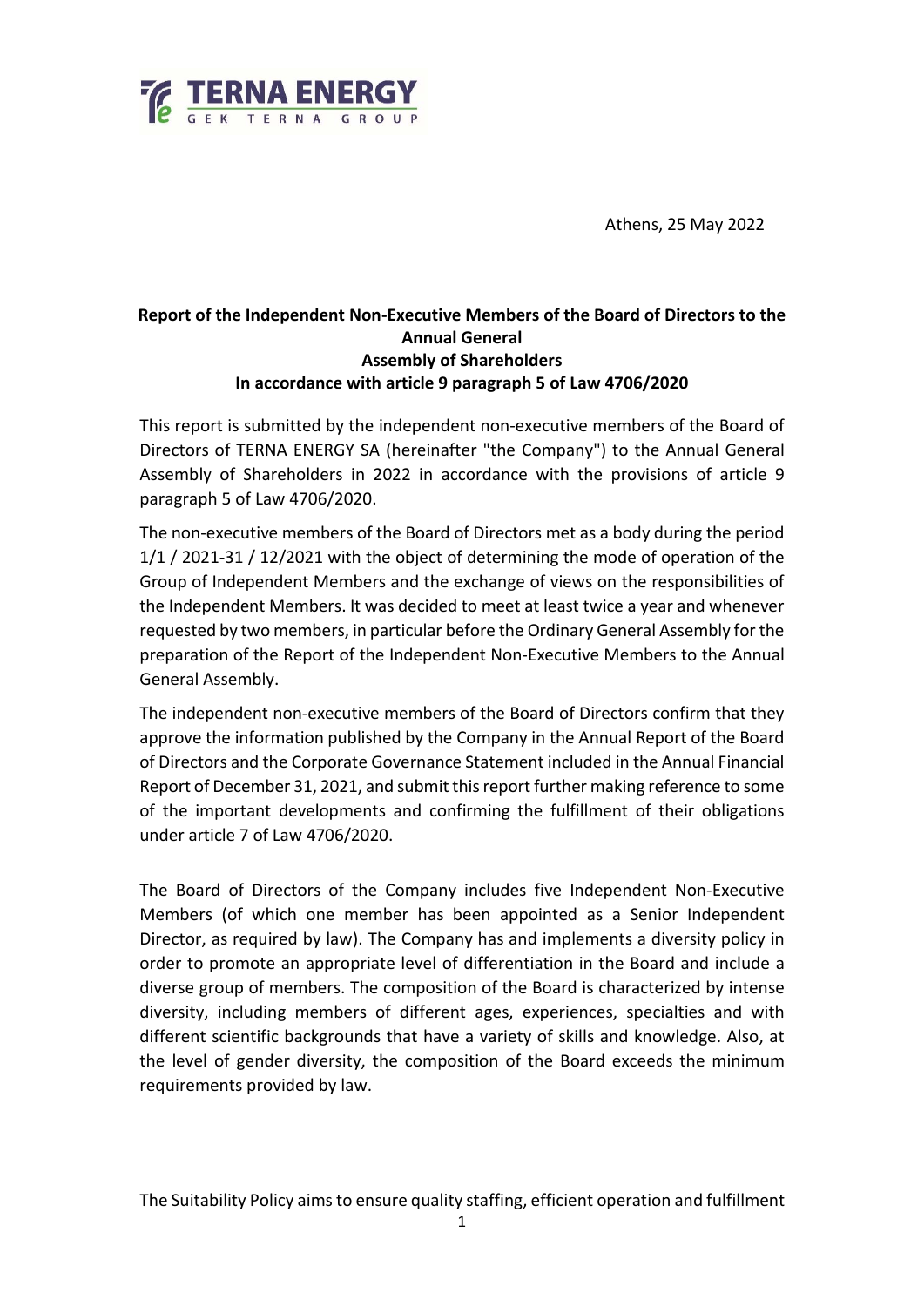Athens, 25 May 2022

**Report of the Independent Non-Executive Members of the Board of Directors to the Annual General Assembly of Shareholders**
**In accordance with article 9 paragraph 5 of Law 4706/2020**

This report is submitted by the independent non-executive members of the Board of Directors of TERNA ENERGY SA (hereinafter "the Company") to the Annual General Assembly of Shareholders in 2022 in accordance with the provisions of article 9 paragraph 5 of Law 4706/2020.

The non-executive members of the Board of Directors met as a body during the period 1/1 / 2021-31 / 12/2021 with the object of determining the mode of operation of the Group of Independent Members and the exchange of views on the responsibilities of the Independent Members. It was decided to meet at least twice a year and whenever requested by two members, in particular before the Ordinary General Assembly for the preparation of the Report of the Independent Non-Executive Members to the Annual General Assembly.

The independent non-executive members of the Board of Directors confirm that they approve the information published by the Company in the Annual Report of the Board of Directors and the Corporate Governance Statement included in the Annual Financial Report of December 31, 2021, and submit this report further making reference to some of the important developments and confirming the fulfillment of their obligations under article 7 of Law 4706/2020.

The Board of Directors of the Company includes five Independent Non-Executive Members (of which one member has been appointed as a Senior Independent Director, as required by law). The Company has and implements a diversity policy in order to promote an appropriate level of differentiation in the Board and include a diverse group of members. The composition of the Board is characterized by intense diversity, including members of different ages, experiences, specialties and with different scientific backgrounds that have a variety of skills and knowledge. Also, at the level of gender diversity, the composition of the Board exceeds the minimum requirements provided by law.

The Suitability Policy aims to ensure quality staffing, efficient operation and fulfillment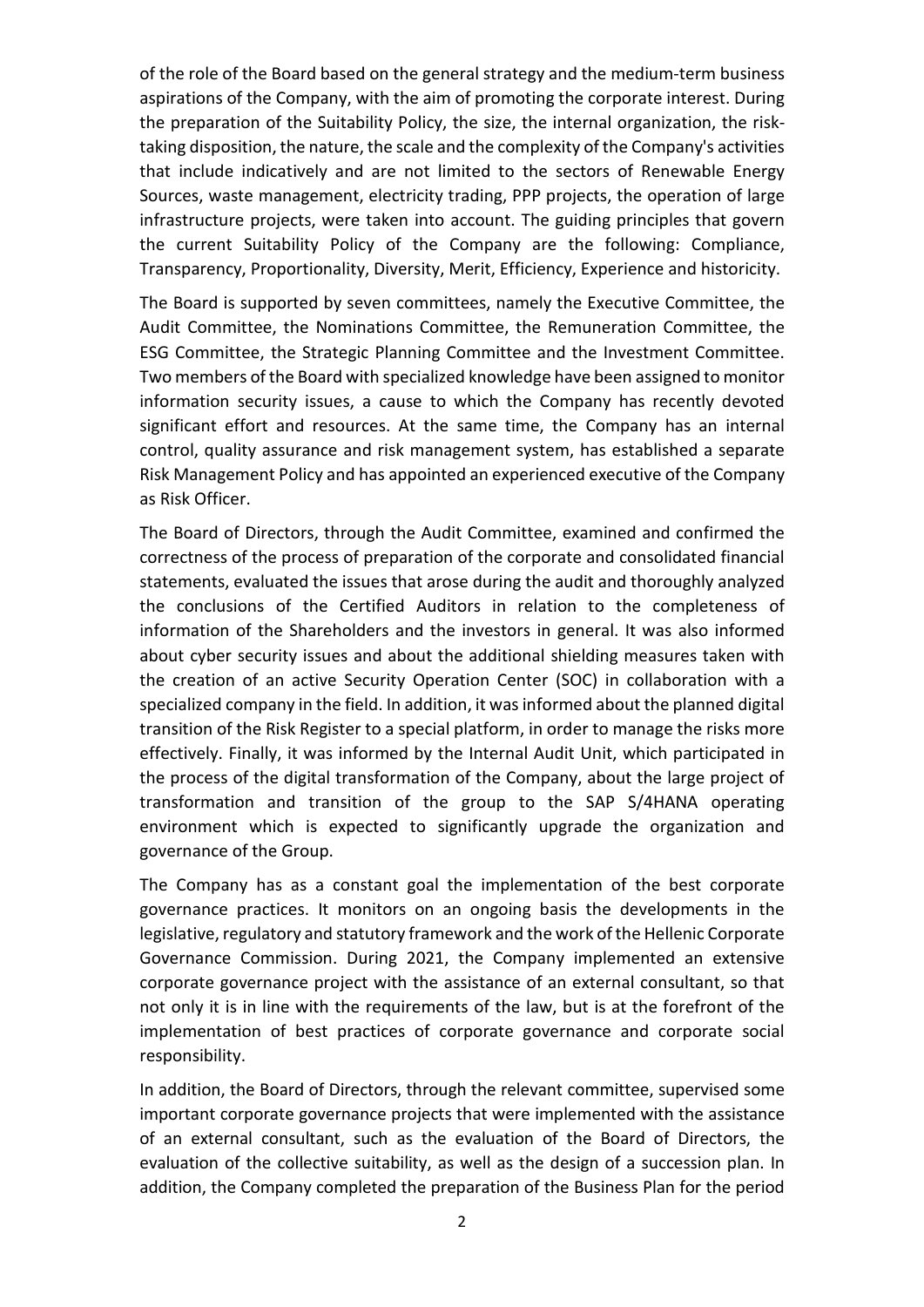of the role of the Board based on the general strategy and the medium-term business aspirations of the Company, with the aim of promoting the corporate interest. During the preparation of the Suitability Policy, the size, the internal organization, the risk-taking disposition, the nature, the scale and the complexity of the Company's activities that include indicatively and are not limited to the sectors of Renewable Energy Sources, waste management, electricity trading, PPP projects, the operation of large infrastructure projects, were taken into account. The guiding principles that govern the current Suitability Policy of the Company are the following: Compliance, Transparency, Proportionality, Diversity, Merit, Efficiency, Experience and historicity.

The Board is supported by seven committees, namely the Executive Committee, the Audit Committee, the Nominations Committee, the Remuneration Committee, the ESG Committee, the Strategic Planning Committee and the Investment Committee. Two members of the Board with specialized knowledge have been assigned to monitor information security issues, a cause to which the Company has recently devoted significant effort and resources. At the same time, the Company has an internal control, quality assurance and risk management system, has established a separate Risk Management Policy and has appointed an experienced executive of the Company as Risk Officer.

The Board of Directors, through the Audit Committee, examined and confirmed the correctness of the process of preparation of the corporate and consolidated financial statements, evaluated the issues that arose during the audit and thoroughly analyzed the conclusions of the Certified Auditors in relation to the completeness of information of the Shareholders and the investors in general. It was also informed about cyber security issues and about the additional shielding measures taken with the creation of an active Security Operation Center (SOC) in collaboration with a specialized company in the field. In addition, it was informed about the planned digital transition of the Risk Register to a special platform, in order to manage the risks more effectively. Finally, it was informed by the Internal Audit Unit, which participated in the process of the digital transformation of the Company, about the large project of transformation and transition of the group to the SAP S/4HANA operating environment which is expected to significantly upgrade the organization and governance of the Group.

The Company has as a constant goal the implementation of the best corporate governance practices. It monitors on an ongoing basis the developments in the legislative, regulatory and statutory framework and the work of the Hellenic Corporate Governance Commission. During 2021, the Company implemented an extensive corporate governance project with the assistance of an external consultant, so that not only it is in line with the requirements of the law, but is at the forefront of the implementation of best practices of corporate governance and corporate social responsibility.

In addition, the Board of Directors, through the relevant committee, supervised some important corporate governance projects that were implemented with the assistance of an external consultant, such as the evaluation of the Board of Directors, the evaluation of the collective suitability, as well as the design of a succession plan. In addition, the Company completed the preparation of the Business Plan for the period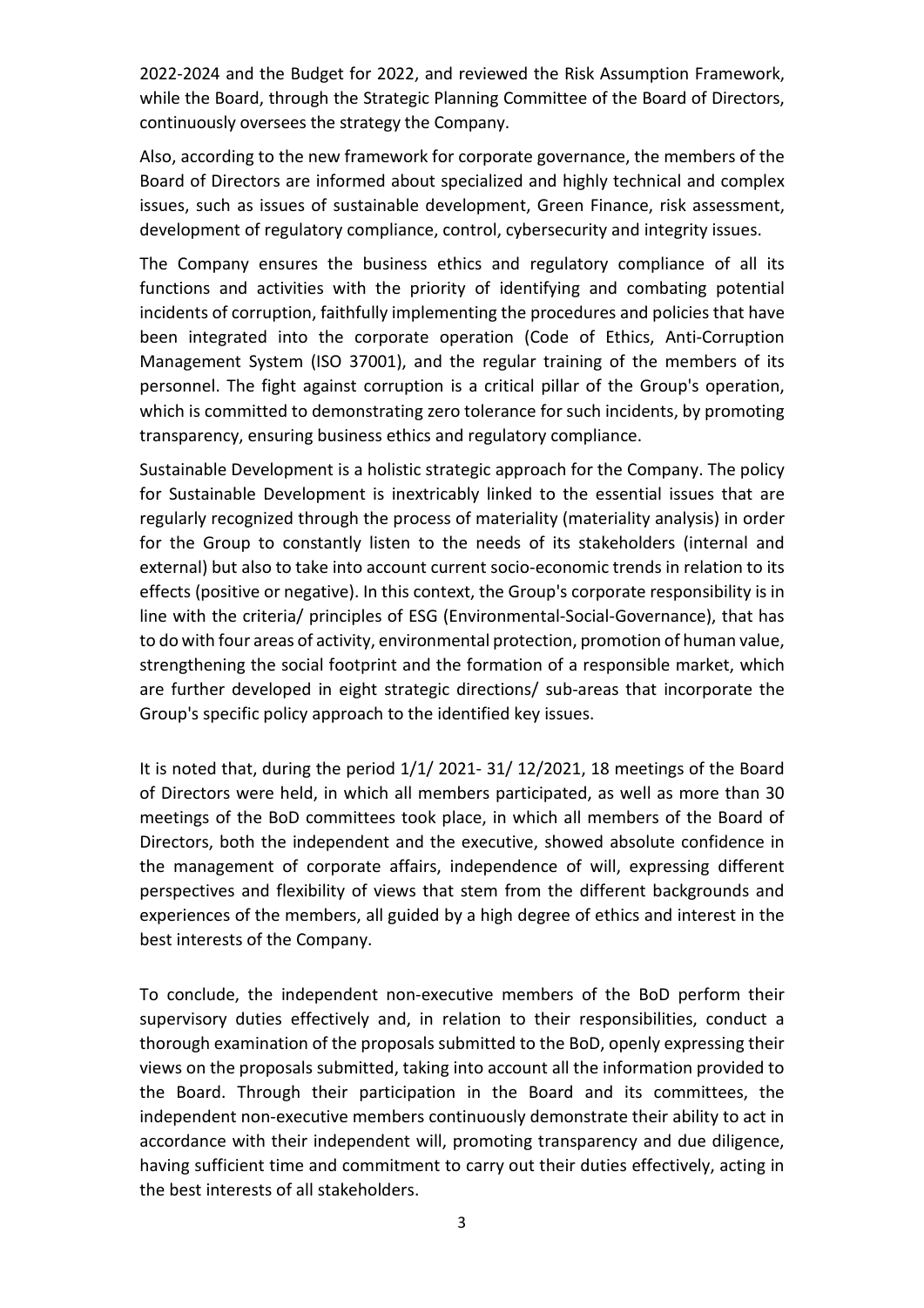2022-2024 and the Budget for 2022, and reviewed the Risk Assumption Framework, while the Board, through the Strategic Planning Committee of the Board of Directors, continuously oversees the strategy the Company.

Also, according to the new framework for corporate governance, the members of the Board of Directors are informed about specialized and highly technical and complex issues, such as issues of sustainable development, Green Finance, risk assessment, development of regulatory compliance, control, cybersecurity and integrity issues.

The Company ensures the business ethics and regulatory compliance of all its functions and activities with the priority of identifying and combating potential incidents of corruption, faithfully implementing the procedures and policies that have been integrated into the corporate operation (Code of Ethics, Anti-Corruption Management System (ISO 37001), and the regular training of the members of its personnel. The fight against corruption is a critical pillar of the Group's operation, which is committed to demonstrating zero tolerance for such incidents, by promoting transparency, ensuring business ethics and regulatory compliance.

Sustainable Development is a holistic strategic approach for the Company. The policy for Sustainable Development is inextricably linked to the essential issues that are regularly recognized through the process of materiality (materiality analysis) in order for the Group to constantly listen to the needs of its stakeholders (internal and external) but also to take into account current socio-economic trends in relation to its effects (positive or negative). In this context, the Group's corporate responsibility is in line with the criteria/ principles of ESG (Environmental-Social-Governance), that has to do with four areas of activity, environmental protection, promotion of human value, strengthening the social footprint and the formation of a responsible market, which are further developed in eight strategic directions/ sub-areas that incorporate the Group's specific policy approach to the identified key issues.

It is noted that, during the period 1/1/ 2021- 31/ 12/2021, 18 meetings of the Board of Directors were held, in which all members participated, as well as more than 30 meetings of the BoD committees took place, in which all members of the Board of Directors, both the independent and the executive, showed absolute confidence in the management of corporate affairs, independence of will, expressing different perspectives and flexibility of views that stem from the different backgrounds and experiences of the members, all guided by a high degree of ethics and interest in the best interests of the Company.

To conclude, the independent non-executive members of the BoD perform their supervisory duties effectively and, in relation to their responsibilities, conduct a thorough examination of the proposals submitted to the BoD, openly expressing their views on the proposals submitted, taking into account all the information provided to the Board. Through their participation in the Board and its committees, the independent non-executive members continuously demonstrate their ability to act in accordance with their independent will, promoting transparency and due diligence, having sufficient time and commitment to carry out their duties effectively, acting in the best interests of all stakeholders.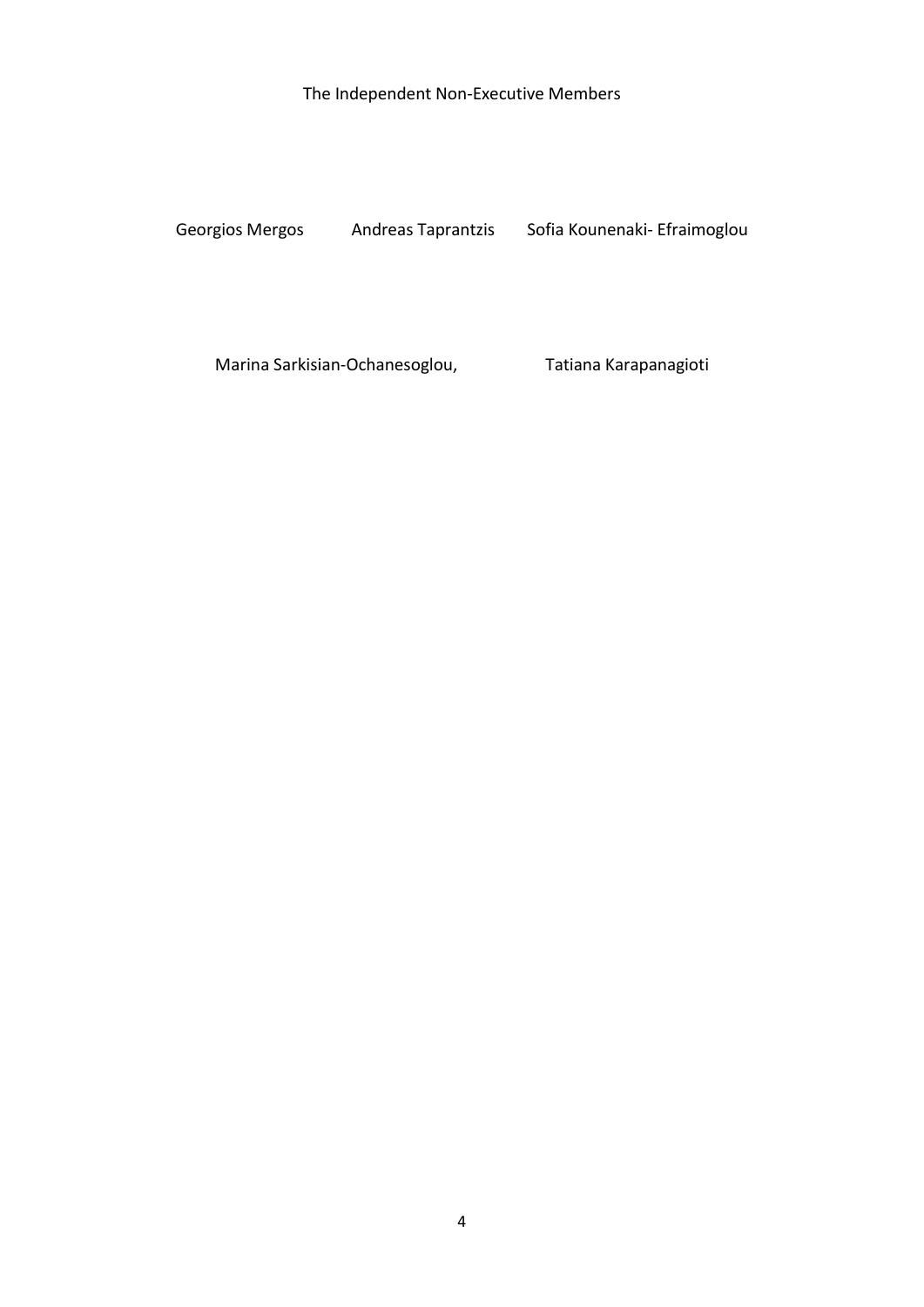The Independent Non-Executive Members

Georgios Mergos Andreas Taprantzis Sofia Kounenaki- Efraimoglou

Marina Sarkisian-Ochanesoglou, Tatiana Karapanagioti